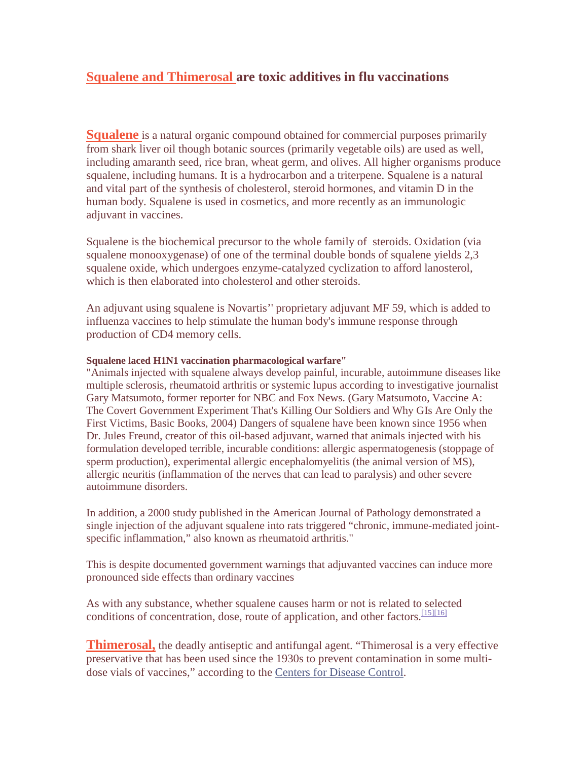## Squalene and Thimerosal are toxic additives in flu vaccinations

**Squalene** is a natural organic compound obtained for commercial purposes primarily from shark liver oil though botanic sources (primarily vegetable oils) are used as well, including amaranth seed, rice bran, wheat germ, and olives. All higher organisms produce squalene, including humans. It is a hydrocarbon and a triterpene. Squalene is a natural and vital part of the synthesis of cholesterol, steroid hormones, and vitamin D in the human body. Squalene is used in cosmetics, and more recently as an immunologic adjuvant in vaccines.

Squalene is the biochemical precursor to the whole family of steroids. Oxidation (via squalene monooxygenase) of one of the terminal double bonds of squalene yields 2,3 squalene oxide, which undergoes enzyme-catalyzed cyclization to afford lanosterol, which is then elaborated into cholesterol and other steroids.

An adjuvant using squalene is Novartis'' proprietary adjuvant MF 59, which is added to influenza vaccines to help stimulate the human body's immune response through production of CD4 memory cells.

**Squalene laced H1N1 vaccination pharmacological warfare"**

"Animals injected with squalene always develop painful, incurable, autoimmune diseases like multiple sclerosis, rheumatoid arthritis or systemic lupus according to investigative journalist Gary Matsumoto, former reporter for NBC and Fox News. (Gary Matsumoto, Vaccine A: The Covert Government Experiment That's Killing Our Soldiers and Why GIs Are Only the First Victims, Basic Books, 2004) Dangers of squalene have been known since 1956 when Dr. Jules Freund, creator of this oil-based adjuvant, warned that animals injected with his formulation developed terrible, incurable conditions: allergic aspermatogenesis (stoppage of sperm production), experimental allergic encephalomyelitis (the animal version of MS), allergic neuritis (inflammation of the nerves that can lead to paralysis) and other severe autoimmune disorders.

In addition, a 2000 study published in the American Journal of Pathology demonstrated a single injection of the adjuvant squalene into rats triggered "chronic, immune-mediated joint-specific inflammation," also known as rheumatoid arthritis."

This is despite documented government warnings that adjuvanted vaccines can induce more pronounced side effects than ordinary vaccines

As with any substance, whether squalene causes harm or not is related to selected conditions of concentration, dose, route of application, and other factors.[15][16]

**Thimerosal,** the deadly antiseptic and antifungal agent. "Thimerosal is a very effective preservative that has been used since the 1930s to prevent contamination in some multi-dose vials of vaccines," according to the Centers for Disease Control.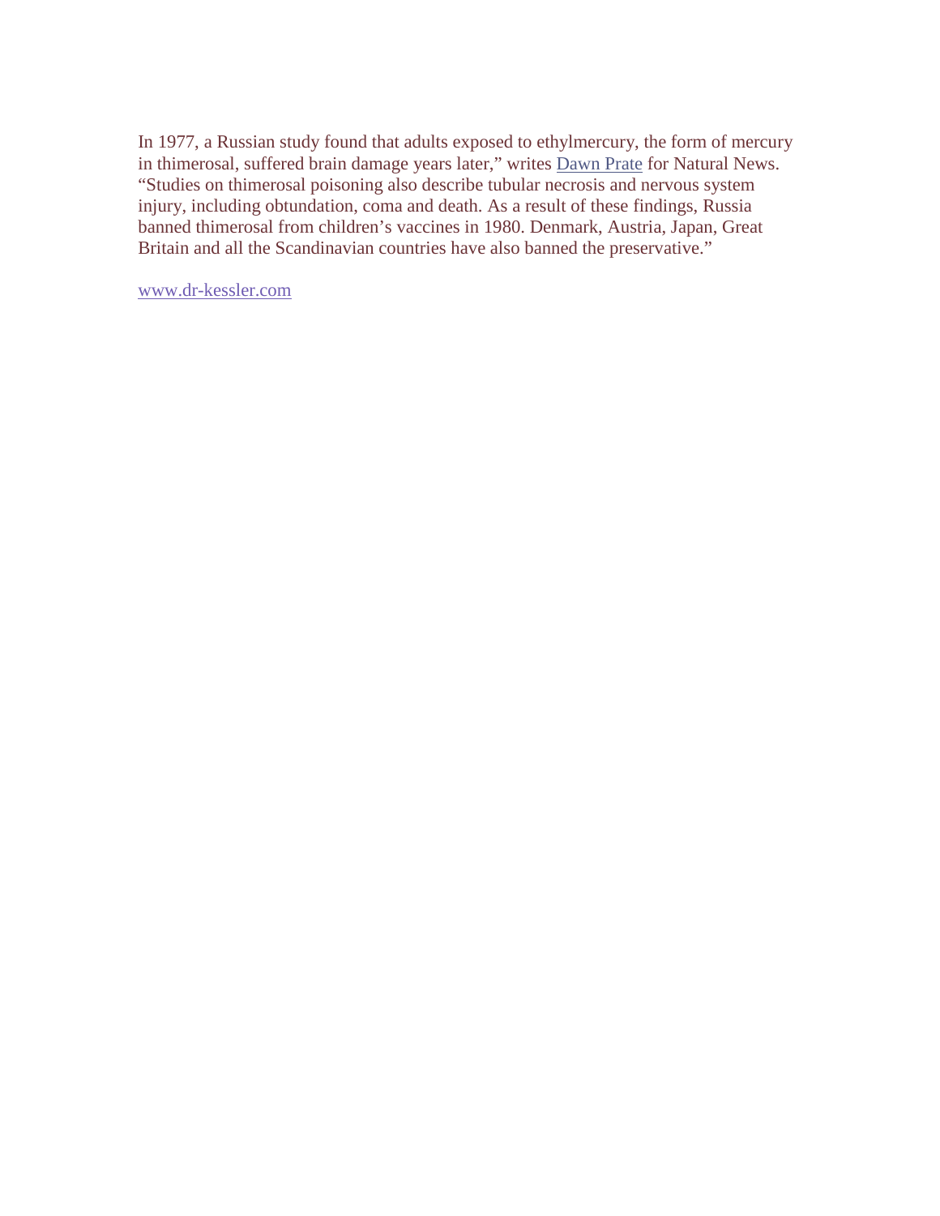In 1977, a Russian study found that adults exposed to ethylmercury, the form of mercury in thimerosal, suffered brain damage years later," writes Dawn Prate for Natural News. "Studies on thimerosal poisoning also describe tubular necrosis and nervous system injury, including obtundation, coma and death. As a result of these findings, Russia banned thimerosal from children's vaccines in 1980. Denmark, Austria, Japan, Great Britain and all the Scandinavian countries have also banned the preservative."

www.dr-kessler.com